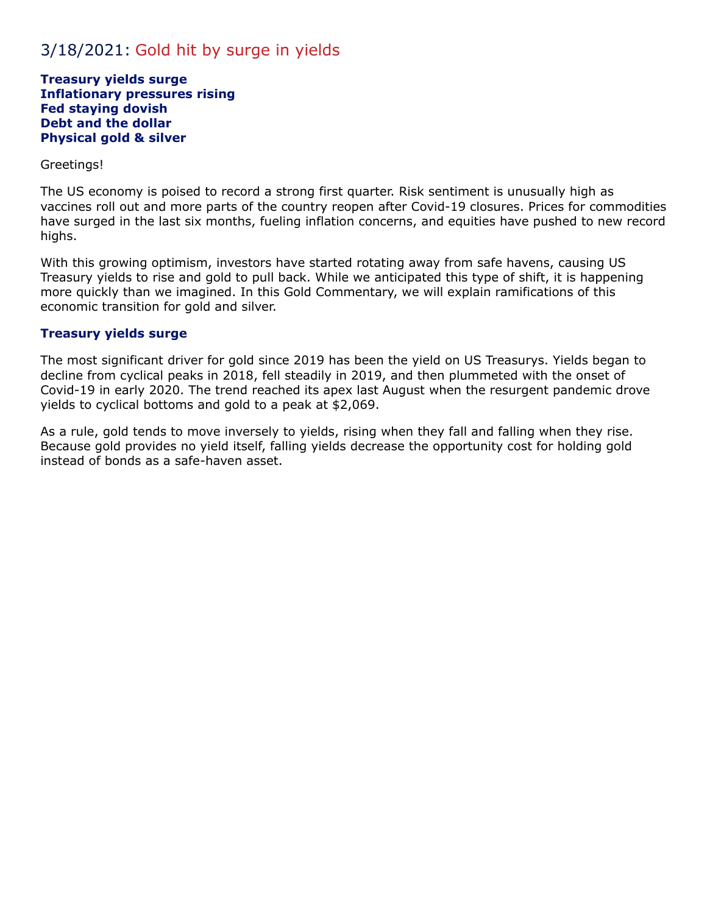# 3/18/2021: Gold hit by surge in yields

**Treasury yields surge**
**Inflationary pressures rising**
**Fed staying dovish**
**Debt and the dollar**
**Physical gold & silver**

Greetings!

The US economy is poised to record a strong first quarter. Risk sentiment is unusually high as vaccines roll out and more parts of the country reopen after Covid-19 closures. Prices for commodities have surged in the last six months, fueling inflation concerns, and equities have pushed to new record highs.

With this growing optimism, investors have started rotating away from safe havens, causing US Treasury yields to rise and gold to pull back. While we anticipated this type of shift, it is happening more quickly than we imagined. In this Gold Commentary, we will explain ramifications of this economic transition for gold and silver.

## Treasury yields surge

The most significant driver for gold since 2019 has been the yield on US Treasurys. Yields began to decline from cyclical peaks in 2018, fell steadily in 2019, and then plummeted with the onset of Covid-19 in early 2020. The trend reached its apex last August when the resurgent pandemic drove yields to cyclical bottoms and gold to a peak at $2,069.

As a rule, gold tends to move inversely to yields, rising when they fall and falling when they rise. Because gold provides no yield itself, falling yields decrease the opportunity cost for holding gold instead of bonds as a safe-haven asset.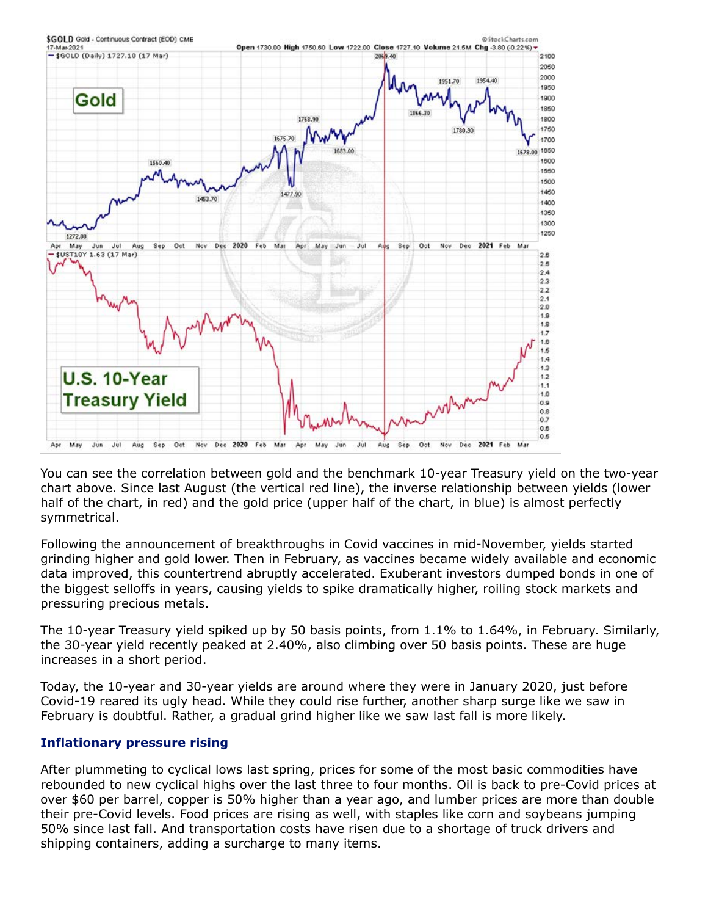You can see the correlation between gold and the benchmark 10-year Treasury yield on the two-year chart above. Since last August (the vertical red line), the inverse relationship between yields (lower half of the chart, in red) and the gold price (upper half of the chart, in blue) is almost perfectly symmetrical.

Following the announcement of breakthroughs in Covid vaccines in mid-November, yields started grinding higher and gold lower. Then in February, as vaccines became widely available and economic data improved, this countertrend abruptly accelerated. Exuberant investors dumped bonds in one of the biggest selloffs in years, causing yields to spike dramatically higher, roiling stock markets and pressuring precious metals.

The 10-year Treasury yield spiked up by 50 basis points, from 1.1% to 1.64%, in February. Similarly, the 30-year yield recently peaked at 2.40%, also climbing over 50 basis points. These are huge increases in a short period.

Today, the 10-year and 30-year yields are around where they were in January 2020, just before Covid-19 reared its ugly head. While they could rise further, another sharp surge like we saw in February is doubtful. Rather, a gradual grind higher like we saw last fall is more likely.

### Inflationary pressure rising

After plummeting to cyclical lows last spring, prices for some of the most basic commodities have rebounded to new cyclical highs over the last three to four months. Oil is back to pre-Covid prices at over $60 per barrel, copper is 50% higher than a year ago, and lumber prices are more than double their pre-Covid levels. Food prices are rising as well, with staples like corn and soybeans jumping 50% since last fall. And transportation costs have risen due to a shortage of truck drivers and shipping containers, adding a surcharge to many items.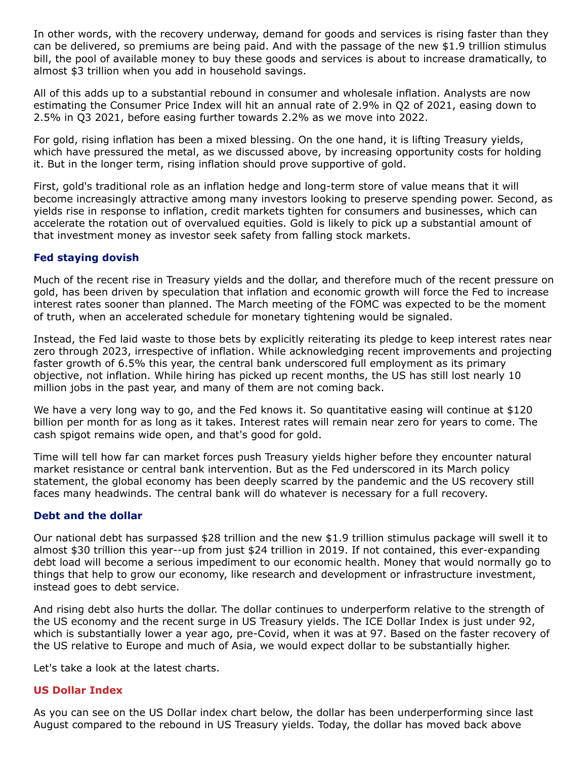In other words, with the recovery underway, demand for goods and services is rising faster than they can be delivered, so premiums are being paid. And with the passage of the new $1.9 trillion stimulus bill, the pool of available money to buy these goods and services is about to increase dramatically, to almost $3 trillion when you add in household savings.

All of this adds up to a substantial rebound in consumer and wholesale inflation. Analysts are now estimating the Consumer Price Index will hit an annual rate of 2.9% in Q2 of 2021, easing down to 2.5% in Q3 2021, before easing further towards 2.2% as we move into 2022.

For gold, rising inflation has been a mixed blessing. On the one hand, it is lifting Treasury yields, which have pressured the metal, as we discussed above, by increasing opportunity costs for holding it. But in the longer term, rising inflation should prove supportive of gold.

First, gold's traditional role as an inflation hedge and long-term store of value means that it will become increasingly attractive among many investors looking to preserve spending power. Second, as yields rise in response to inflation, credit markets tighten for consumers and businesses, which can accelerate the rotation out of overvalued equities. Gold is likely to pick up a substantial amount of that investment money as investor seek safety from falling stock markets.

### Fed staying dovish

Much of the recent rise in Treasury yields and the dollar, and therefore much of the recent pressure on gold, has been driven by speculation that inflation and economic growth will force the Fed to increase interest rates sooner than planned. The March meeting of the FOMC was expected to be the moment of truth, when an accelerated schedule for monetary tightening would be signaled.

Instead, the Fed laid waste to those bets by explicitly reiterating its pledge to keep interest rates near zero through 2023, irrespective of inflation. While acknowledging recent improvements and projecting faster growth of 6.5% this year, the central bank underscored full employment as its primary objective, not inflation. While hiring has picked up recent months, the US has still lost nearly 10 million jobs in the past year, and many of them are not coming back.

We have a very long way to go, and the Fed knows it. So quantitative easing will continue at $120 billion per month for as long as it takes. Interest rates will remain near zero for years to come. The cash spigot remains wide open, and that's good for gold.

Time will tell how far can market forces push Treasury yields higher before they encounter natural market resistance or central bank intervention. But as the Fed underscored in its March policy statement, the global economy has been deeply scarred by the pandemic and the US recovery still faces many headwinds. The central bank will do whatever is necessary for a full recovery.

### Debt and the dollar

Our national debt has surpassed $28 trillion and the new $1.9 trillion stimulus package will swell it to almost $30 trillion this year--up from just $24 trillion in 2019. If not contained, this ever-expanding debt load will become a serious impediment to our economic health. Money that would normally go to things that help to grow our economy, like research and development or infrastructure investment, instead goes to debt service.

And rising debt also hurts the dollar. The dollar continues to underperform relative to the strength of the US economy and the recent surge in US Treasury yields. The ICE Dollar Index is just under 92, which is substantially lower a year ago, pre-Covid, when it was at 97. Based on the faster recovery of the US relative to Europe and much of Asia, we would expect dollar to be substantially higher.

Let's take a look at the latest charts.

### US Dollar Index

As you can see on the US Dollar index chart below, the dollar has been underperforming since last August compared to the rebound in US Treasury yields. Today, the dollar has moved back above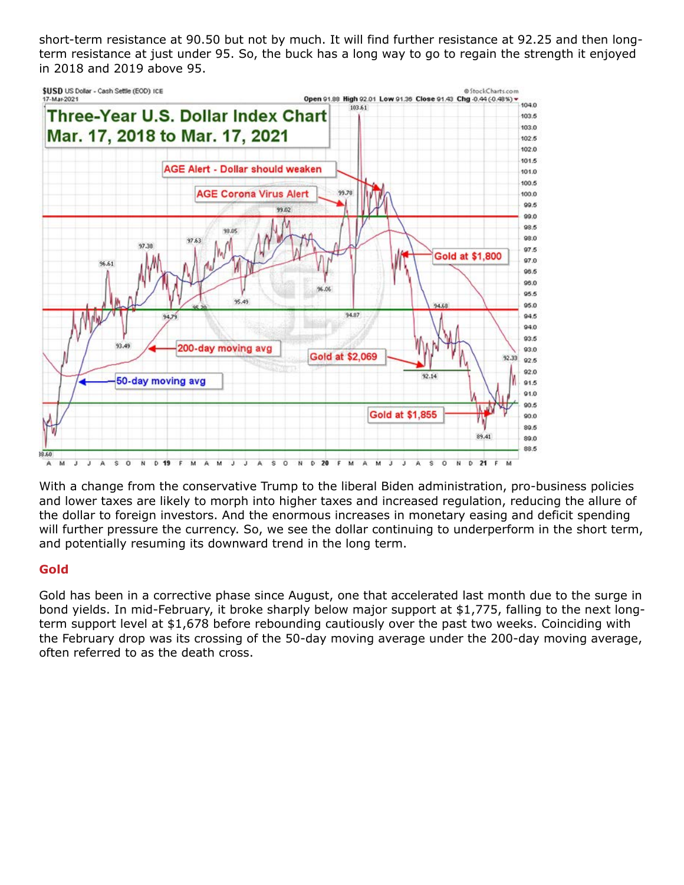short-term resistance at 90.50 but not by much. It will find further resistance at 92.25 and then long-term resistance at just under 95. So, the buck has a long way to go to regain the strength it enjoyed in 2018 and 2019 above 95.

With a change from the conservative Trump to the liberal Biden administration, pro-business policies and lower taxes are likely to morph into higher taxes and increased regulation, reducing the allure of the dollar to foreign investors. And the enormous increases in monetary easing and deficit spending will further pressure the currency. So, we see the dollar continuing to underperform in the short term, and potentially resuming its downward trend in the long term.

## Gold

Gold has been in a corrective phase since August, one that accelerated last month due to the surge in bond yields. In mid-February, it broke sharply below major support at $1,775, falling to the next long-term support level at $1,678 before rebounding cautiously over the past two weeks. Coinciding with the February drop was its crossing of the 50-day moving average under the 200-day moving average, often referred to as the death cross.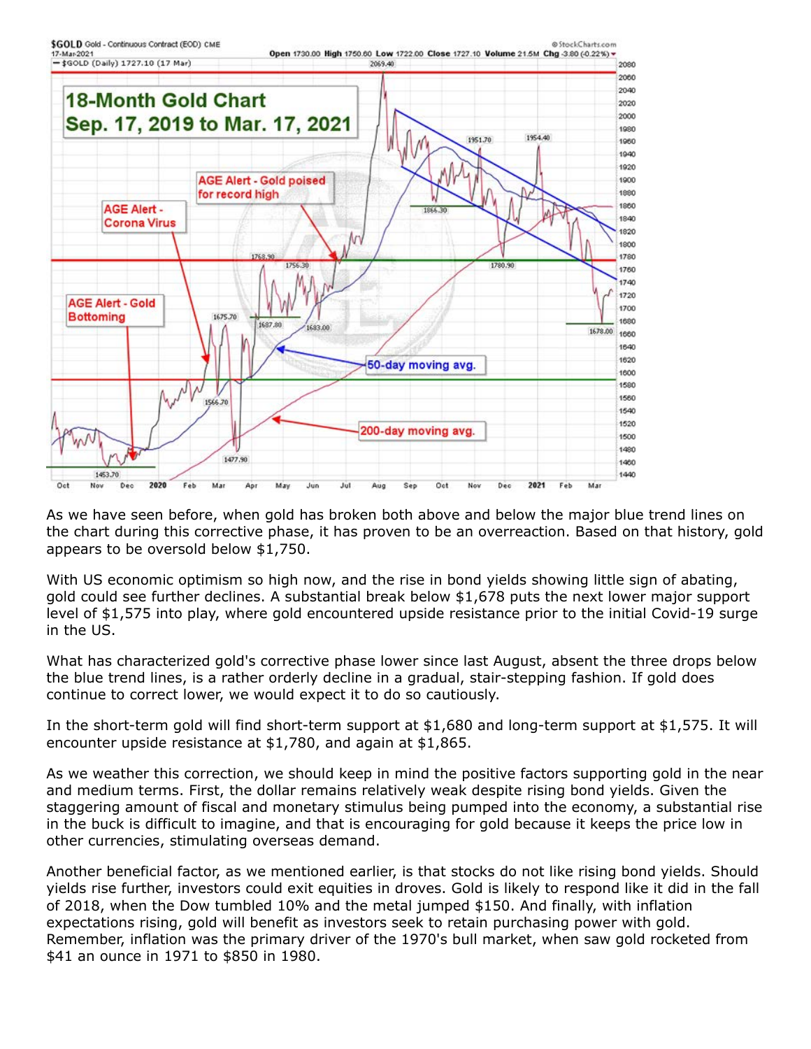As we have seen before, when gold has broken both above and below the major blue trend lines on the chart during this corrective phase, it has proven to be an overreaction. Based on that history, gold appears to be oversold below $1,750.

With US economic optimism so high now, and the rise in bond yields showing little sign of abating, gold could see further declines. A substantial break below $1,678 puts the next lower major support level of $1,575 into play, where gold encountered upside resistance prior to the initial Covid-19 surge in the US.

What has characterized gold's corrective phase lower since last August, absent the three drops below the blue trend lines, is a rather orderly decline in a gradual, stair-stepping fashion. If gold does continue to correct lower, we would expect it to do so cautiously.

In the short-term gold will find short-term support at $1,680 and long-term support at $1,575. It will encounter upside resistance at $1,780, and again at $1,865.

As we weather this correction, we should keep in mind the positive factors supporting gold in the near and medium terms. First, the dollar remains relatively weak despite rising bond yields. Given the staggering amount of fiscal and monetary stimulus being pumped into the economy, a substantial rise in the buck is difficult to imagine, and that is encouraging for gold because it keeps the price low in other currencies, stimulating overseas demand.

Another beneficial factor, as we mentioned earlier, is that stocks do not like rising bond yields. Should yields rise further, investors could exit equities in droves. Gold is likely to respond like it did in the fall of 2018, when the Dow tumbled 10% and the metal jumped $150. And finally, with inflation expectations rising, gold will benefit as investors seek to retain purchasing power with gold. Remember, inflation was the primary driver of the 1970's bull market, when saw gold rocketed from $41 an ounce in 1971 to $850 in 1980.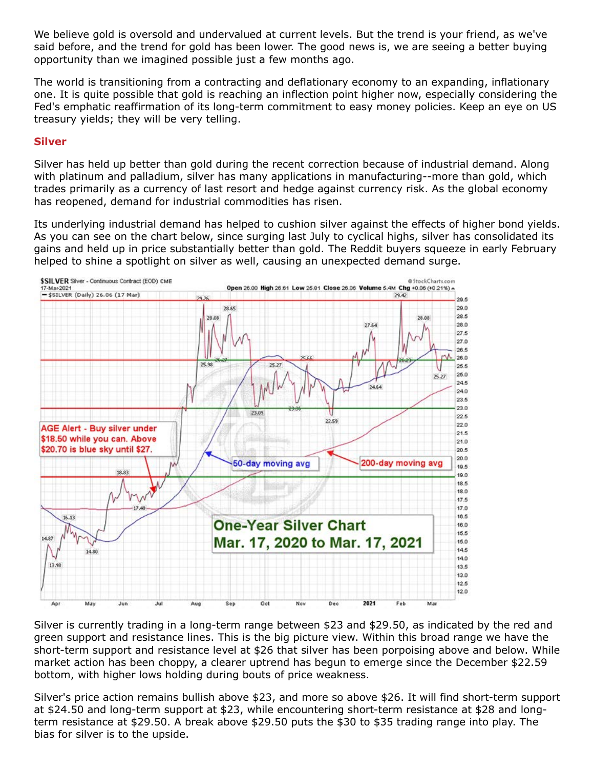We believe gold is oversold and undervalued at current levels. But the trend is your friend, as we've said before, and the trend for gold has been lower. The good news is, we are seeing a better buying opportunity than we imagined possible just a few months ago.

The world is transitioning from a contracting and deflationary economy to an expanding, inflationary one. It is quite possible that gold is reaching an inflection point higher now, especially considering the Fed's emphatic reaffirmation of its long-term commitment to easy money policies. Keep an eye on US treasury yields; they will be very telling.

## Silver

Silver has held up better than gold during the recent correction because of industrial demand. Along with platinum and palladium, silver has many applications in manufacturing--more than gold, which trades primarily as a currency of last resort and hedge against currency risk. As the global economy has reopened, demand for industrial commodities has risen.

Its underlying industrial demand has helped to cushion silver against the effects of higher bond yields. As you can see on the chart below, since surging last July to cyclical highs, silver has consolidated its gains and held up in price substantially better than gold. The Reddit buyers squeeze in early February helped to shine a spotlight on silver as well, causing an unexpected demand surge.

Silver is currently trading in a long-term range between $23 and $29.50, as indicated by the red and green support and resistance lines. This is the big picture view. Within this broad range we have the short-term support and resistance level at $26 that silver has been porpoising above and below. While market action has been choppy, a clearer uptrend has begun to emerge since the December $22.59 bottom, with higher lows holding during bouts of price weakness.

Silver's price action remains bullish above $23, and more so above $26. It will find short-term support at $24.50 and long-term support at $23, while encountering short-term resistance at $28 and long-term resistance at $29.50. A break above $29.50 puts the $30 to $35 trading range into play. The bias for silver is to the upside.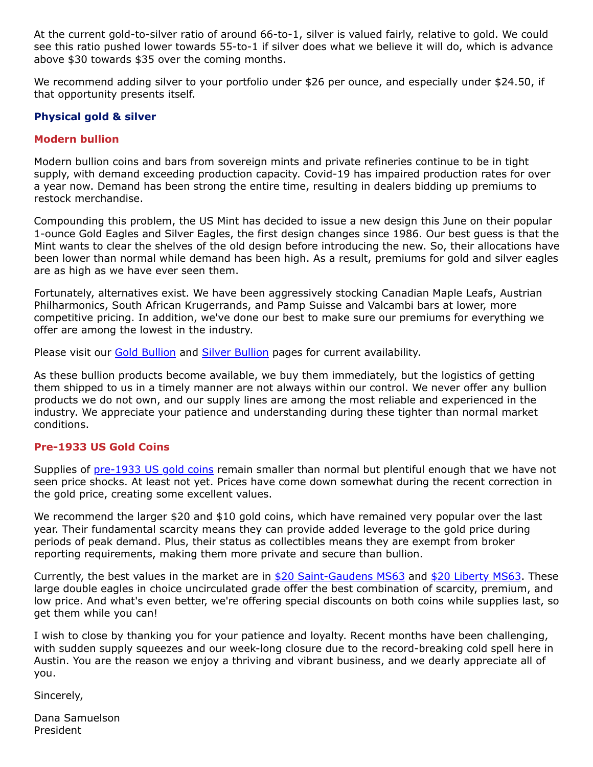At the current gold-to-silver ratio of around 66-to-1, silver is valued fairly, relative to gold. We could see this ratio pushed lower towards 55-to-1 if silver does what we believe it will do, which is advance above $30 towards $35 over the coming months.

We recommend adding silver to your portfolio under $26 per ounce, and especially under $24.50, if that opportunity presents itself.

### Physical gold & silver

#### Modern bullion

Modern bullion coins and bars from sovereign mints and private refineries continue to be in tight supply, with demand exceeding production capacity. Covid-19 has impaired production rates for over a year now. Demand has been strong the entire time, resulting in dealers bidding up premiums to restock merchandise.

Compounding this problem, the US Mint has decided to issue a new design this June on their popular 1-ounce Gold Eagles and Silver Eagles, the first design changes since 1986. Our best guess is that the Mint wants to clear the shelves of the old design before introducing the new. So, their allocations have been lower than normal while demand has been high. As a result, premiums for gold and silver eagles are as high as we have ever seen them.

Fortunately, alternatives exist. We have been aggressively stocking Canadian Maple Leafs, Austrian Philharmonics, South African Krugerrands, and Pamp Suisse and Valcambi bars at lower, more competitive pricing. In addition, we've done our best to make sure our premiums for everything we offer are among the lowest in the industry.

Please visit our Gold Bullion and Silver Bullion pages for current availability.

As these bullion products become available, we buy them immediately, but the logistics of getting them shipped to us in a timely manner are not always within our control. We never offer any bullion products we do not own, and our supply lines are among the most reliable and experienced in the industry. We appreciate your patience and understanding during these tighter than normal market conditions.

#### Pre-1933 US Gold Coins

Supplies of pre-1933 US gold coins remain smaller than normal but plentiful enough that we have not seen price shocks. At least not yet. Prices have come down somewhat during the recent correction in the gold price, creating some excellent values.

We recommend the larger $20 and $10 gold coins, which have remained very popular over the last year. Their fundamental scarcity means they can provide added leverage to the gold price during periods of peak demand. Plus, their status as collectibles means they are exempt from broker reporting requirements, making them more private and secure than bullion.

Currently, the best values in the market are in $20 Saint-Gaudens MS63 and $20 Liberty MS63. These large double eagles in choice uncirculated grade offer the best combination of scarcity, premium, and low price. And what's even better, we're offering special discounts on both coins while supplies last, so get them while you can!

I wish to close by thanking you for your patience and loyalty. Recent months have been challenging, with sudden supply squeezes and our week-long closure due to the record-breaking cold spell here in Austin. You are the reason we enjoy a thriving and vibrant business, and we dearly appreciate all of you.

Sincerely,

Dana Samuelson
President